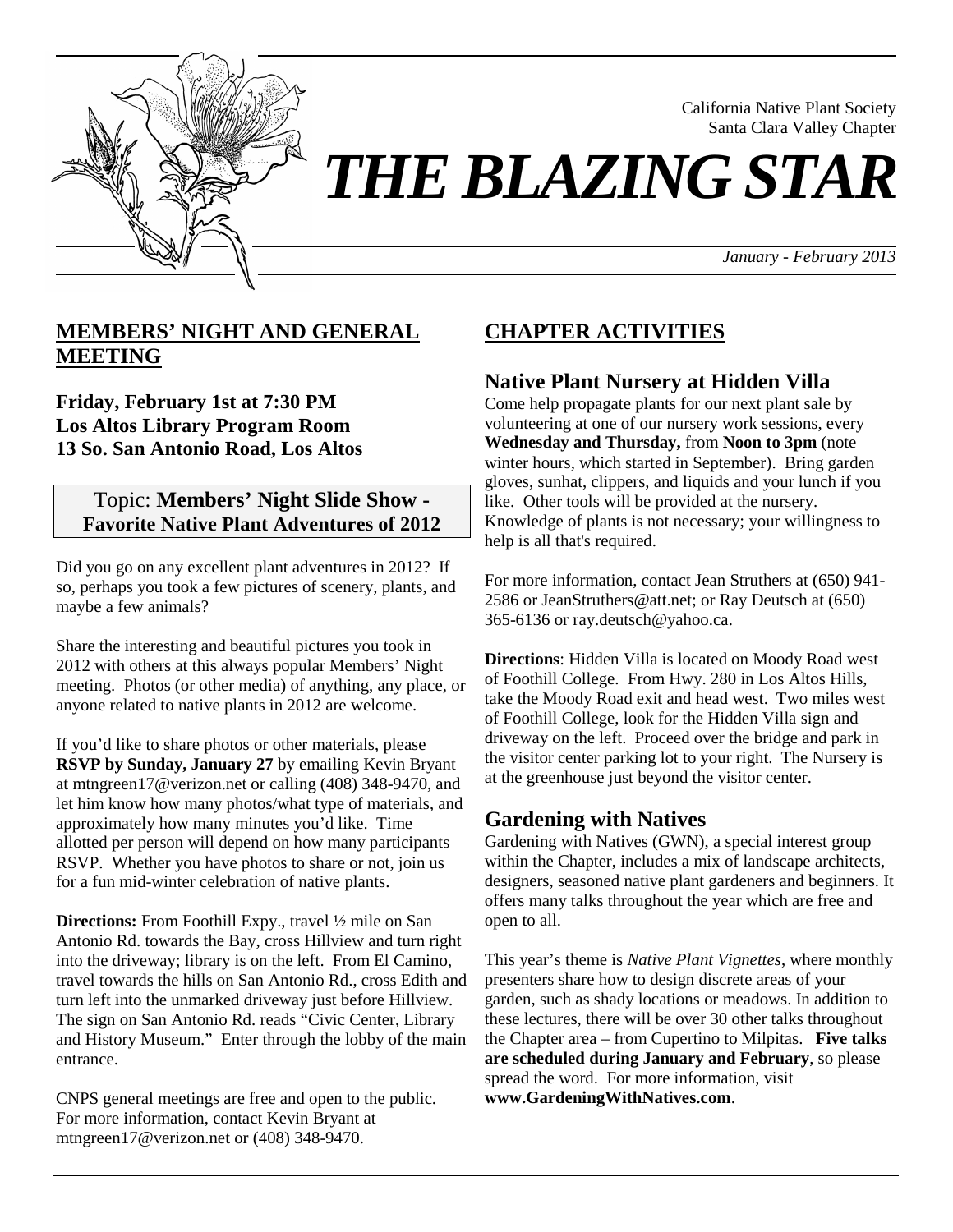California Native Plant Society
Santa Clara Valley Chapter

# *THE BLAZING STAR*

*January - February 2013*

## MEMBERS' NIGHT AND GENERAL MEETING

**Friday, February 1st at 7:30 PM**
**Los Altos Library Program Room**
**13 So. San Antonio Road, Los Altos**

Topic: **Members' Night Slide Show - Favorite Native Plant Adventures of 2012**

Did you go on any excellent plant adventures in 2012? If so, perhaps you took a few pictures of scenery, plants, and maybe a few animals?

Share the interesting and beautiful pictures you took in 2012 with others at this always popular Members' Night meeting. Photos (or other media) of anything, any place, or anyone related to native plants in 2012 are welcome.

If you'd like to share photos or other materials, please **RSVP by Sunday, January 27** by emailing Kevin Bryant at mtngreen17@verizon.net or calling (408) 348-9470, and let him know how many photos/what type of materials, and approximately how many minutes you'd like. Time allotted per person will depend on how many participants RSVP. Whether you have photos to share or not, join us for a fun mid-winter celebration of native plants.

**Directions:** From Foothill Expy., travel ½ mile on San Antonio Rd. towards the Bay, cross Hillview and turn right into the driveway; library is on the left. From El Camino, travel towards the hills on San Antonio Rd., cross Edith and turn left into the unmarked driveway just before Hillview. The sign on San Antonio Rd. reads "Civic Center, Library and History Museum." Enter through the lobby of the main entrance.

CNPS general meetings are free and open to the public. For more information, contact Kevin Bryant at mtngreen17@verizon.net or (408) 348-9470.

## CHAPTER ACTIVITIES

### Native Plant Nursery at Hidden Villa

Come help propagate plants for our next plant sale by volunteering at one of our nursery work sessions, every **Wednesday and Thursday,** from **Noon to 3pm** (note winter hours, which started in September). Bring garden gloves, sunhat, clippers, and liquids and your lunch if you like. Other tools will be provided at the nursery. Knowledge of plants is not necessary; your willingness to help is all that's required.

For more information, contact Jean Struthers at (650) 941-2586 or JeanStruthers@att.net; or Ray Deutsch at (650) 365-6136 or ray.deutsch@yahoo.ca.

**Directions**: Hidden Villa is located on Moody Road west of Foothill College. From Hwy. 280 in Los Altos Hills, take the Moody Road exit and head west. Two miles west of Foothill College, look for the Hidden Villa sign and driveway on the left. Proceed over the bridge and park in the visitor center parking lot to your right. The Nursery is at the greenhouse just beyond the visitor center.

### Gardening with Natives

Gardening with Natives (GWN), a special interest group within the Chapter, includes a mix of landscape architects, designers, seasoned native plant gardeners and beginners. It offers many talks throughout the year which are free and open to all.

This year's theme is *Native Plant Vignettes*, where monthly presenters share how to design discrete areas of your garden, such as shady locations or meadows. In addition to these lectures, there will be over 30 other talks throughout the Chapter area – from Cupertino to Milpitas. **Five talks are scheduled during January and February**, so please spread the word. For more information, visit **www.GardeningWithNatives.com**.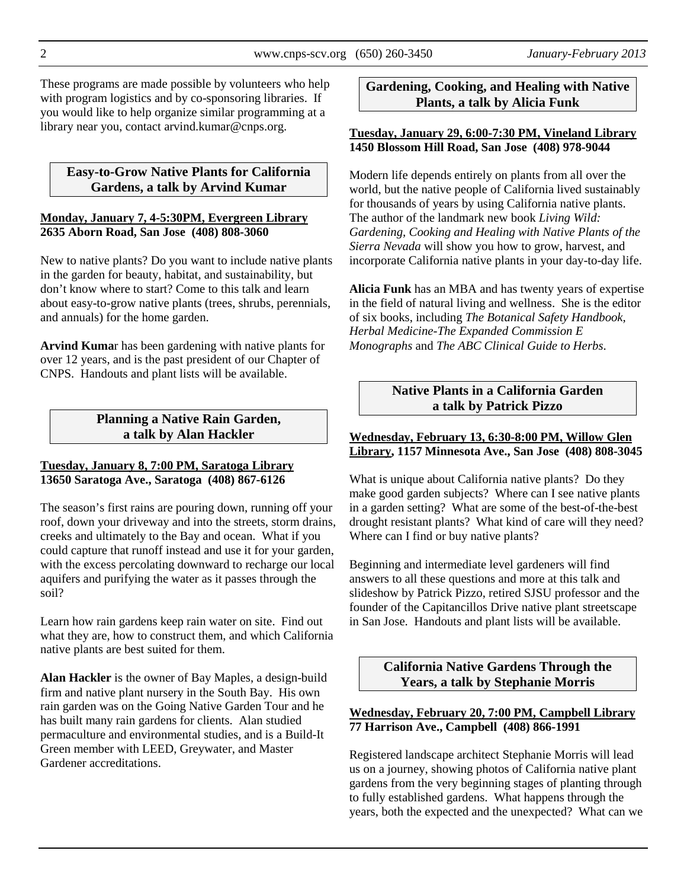These programs are made possible by volunteers who help with program logistics and by co-sponsoring libraries. If you would like to help organize similar programming at a library near you, contact arvind.kumar@cnps.org.

## Easy-to-Grow Native Plants for California Gardens, a talk by Arvind Kumar

**Monday, January 7, 4-5:30PM, Evergreen Library 2635 Aborn Road, San Jose (408) 808-3060**

New to native plants? Do you want to include native plants in the garden for beauty, habitat, and sustainability, but don't know where to start? Come to this talk and learn about easy-to-grow native plants (trees, shrubs, perennials, and annuals) for the home garden.

**Arvind Kuma**r has been gardening with native plants for over 12 years, and is the past president of our Chapter of CNPS. Handouts and plant lists will be available.

## Planning a Native Rain Garden, a talk by Alan Hackler

**Tuesday, January 8, 7:00 PM, Saratoga Library 13650 Saratoga Ave., Saratoga (408) 867-6126**

The season's first rains are pouring down, running off your roof, down your driveway and into the streets, storm drains, creeks and ultimately to the Bay and ocean. What if you could capture that runoff instead and use it for your garden, with the excess percolating downward to recharge our local aquifers and purifying the water as it passes through the soil?

Learn how rain gardens keep rain water on site. Find out what they are, how to construct them, and which California native plants are best suited for them.

**Alan Hackler** is the owner of Bay Maples, a design-build firm and native plant nursery in the South Bay. His own rain garden was on the Going Native Garden Tour and he has built many rain gardens for clients. Alan studied permaculture and environmental studies, and is a Build-It Green member with LEED, Greywater, and Master Gardener accreditations.

## Gardening, Cooking, and Healing with Native Plants, a talk by Alicia Funk

**Tuesday, January 29, 6:00-7:30 PM, Vineland Library 1450 Blossom Hill Road, San Jose (408) 978-9044**

Modern life depends entirely on plants from all over the world, but the native people of California lived sustainably for thousands of years by using California native plants. The author of the landmark new book *Living Wild: Gardening, Cooking and Healing with Native Plants of the Sierra Nevada* will show you how to grow, harvest, and incorporate California native plants in your day-to-day life.

**Alicia Funk** has an MBA and has twenty years of expertise in the field of natural living and wellness. She is the editor of six books, including *The Botanical Safety Handbook*, *Herbal Medicine-The Expanded Commission E Monographs* and *The ABC Clinical Guide to Herbs*.

## Native Plants in a California Garden a talk by Patrick Pizzo

**Wednesday, February 13, 6:30-8:00 PM, Willow Glen Library, 1157 Minnesota Ave., San Jose (408) 808-3045**

What is unique about California native plants? Do they make good garden subjects? Where can I see native plants in a garden setting? What are some of the best-of-the-best drought resistant plants? What kind of care will they need? Where can I find or buy native plants?

Beginning and intermediate level gardeners will find answers to all these questions and more at this talk and slideshow by Patrick Pizzo, retired SJSU professor and the founder of the Capitancillos Drive native plant streetscape in San Jose. Handouts and plant lists will be available.

## California Native Gardens Through the Years, a talk by Stephanie Morris

**Wednesday, February 20, 7:00 PM, Campbell Library 77 Harrison Ave., Campbell (408) 866-1991**

Registered landscape architect Stephanie Morris will lead us on a journey, showing photos of California native plant gardens from the very beginning stages of planting through to fully established gardens. What happens through the years, both the expected and the unexpected? What can we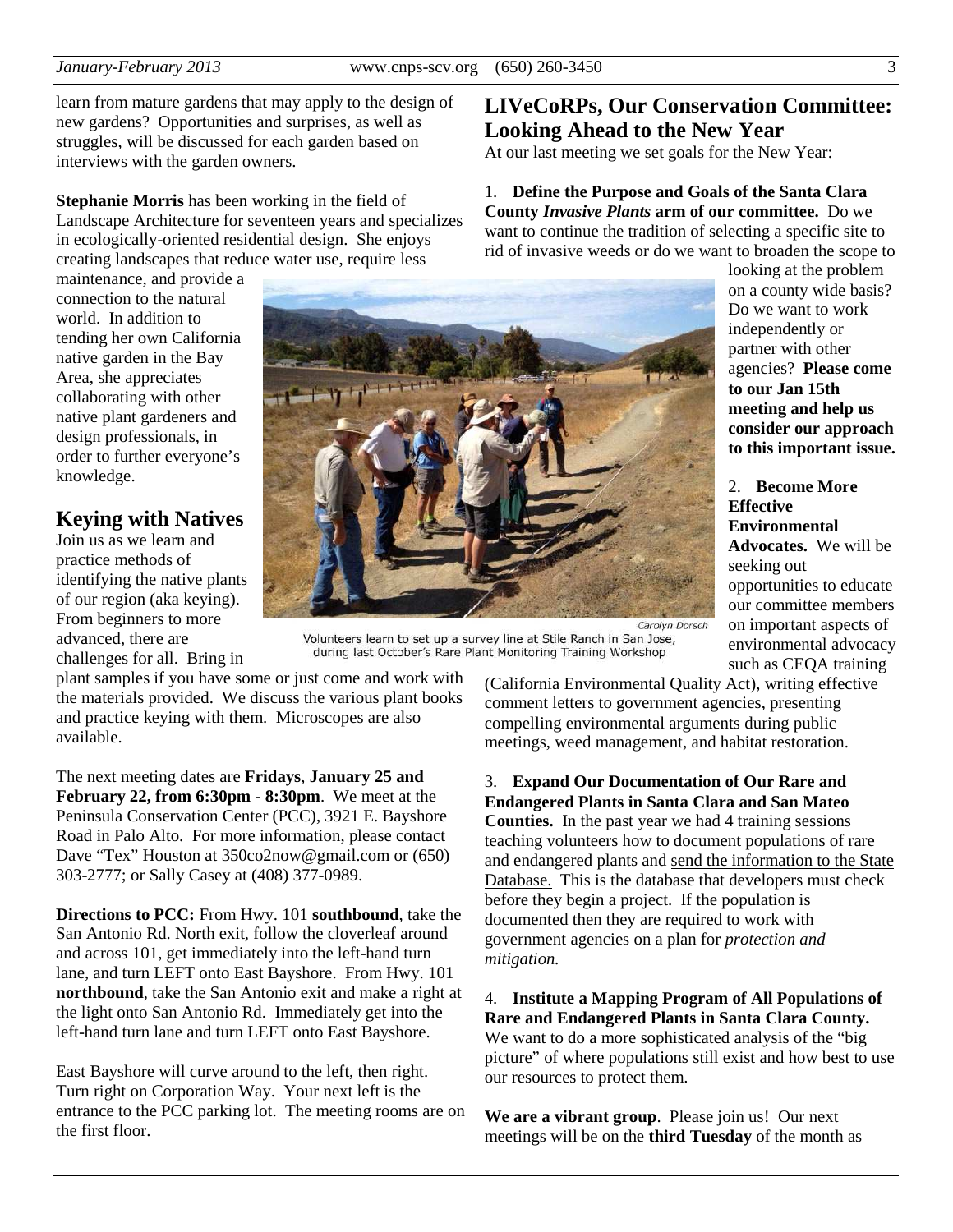learn from mature gardens that may apply to the design of new gardens? Opportunities and surprises, as well as struggles, will be discussed for each garden based on interviews with the garden owners.

**Stephanie Morris** has been working in the field of Landscape Architecture for seventeen years and specializes in ecologically-oriented residential design. She enjoys creating landscapes that reduce water use, require less maintenance, and provide a connection to the natural world. In addition to tending her own California native garden in the Bay Area, she appreciates collaborating with other native plant gardeners and design professionals, in order to further everyone's knowledge.

## Keying with Natives

Join us as we learn and practice methods of identifying the native plants of our region (aka keying). From beginners to more advanced, there are challenges for all. Bring in plant samples if you have some or just come and work with the materials provided. We discuss the various plant books and practice keying with them. Microscopes are also available.

The next meeting dates are **Fridays**, **January 25 and February 22, from 6:30pm - 8:30pm**. We meet at the Peninsula Conservation Center (PCC), 3921 E. Bayshore Road in Palo Alto. For more information, please contact Dave "Tex" Houston at 350co2now@gmail.com or (650) 303-2777; or Sally Casey at (408) 377-0989.

**Directions to PCC:** From Hwy. 101 **southbound**, take the San Antonio Rd. North exit, follow the cloverleaf around and across 101, get immediately into the left-hand turn lane, and turn LEFT onto East Bayshore. From Hwy. 101 **northbound**, take the San Antonio exit and make a right at the light onto San Antonio Rd. Immediately get into the left-hand turn lane and turn LEFT onto East Bayshore.

East Bayshore will curve around to the left, then right. Turn right on Corporation Way. Your next left is the entrance to the PCC parking lot. The meeting rooms are on the first floor.

Carolyn Dorsch

Volunteers learn to set up a survey line at Stile Ranch in San Jose, during last October's Rare Plant Monitoring Training Workshop

## LIVeCoRPs, Our Conservation Committee: Looking Ahead to the New Year

At our last meeting we set goals for the New Year:

1. **Define the Purpose and Goals of the Santa Clara County *Invasive Plants* arm of our committee.** Do we want to continue the tradition of selecting a specific site to rid of invasive weeds or do we want to broaden the scope to looking at the problem on a county wide basis? Do we want to work independently or partner with other agencies? **Please come to our Jan 15th meeting and help us consider our approach to this important issue.**

2. **Become More Effective Environmental Advocates.** We will be seeking out opportunities to educate our committee members on important aspects of environmental advocacy such as CEQA training (California Environmental Quality Act), writing effective comment letters to government agencies, presenting compelling environmental arguments during public meetings, weed management, and habitat restoration.

3. **Expand Our Documentation of Our Rare and Endangered Plants in Santa Clara and San Mateo Counties.** In the past year we had 4 training sessions teaching volunteers how to document populations of rare and endangered plants and <u>send the information to the State Database.</u> This is the database that developers must check before they begin a project. If the population is documented then they are required to work with government agencies on a plan for *protection and mitigation.*

4. **Institute a Mapping Program of All Populations of Rare and Endangered Plants in Santa Clara County.** We want to do a more sophisticated analysis of the "big picture" of where populations still exist and how best to use our resources to protect them.

**We are a vibrant group**. Please join us! Our next meetings will be on the **third Tuesday** of the month as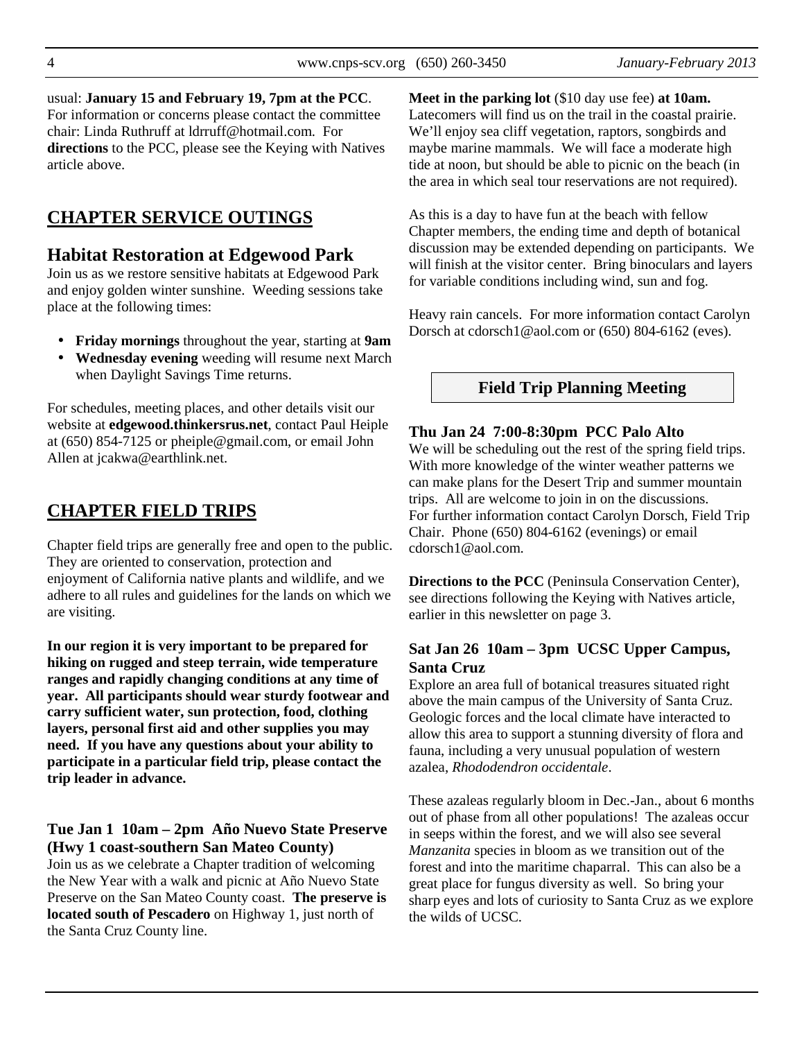usual: **January 15 and February 19, 7pm at the PCC**. For information or concerns please contact the committee chair: Linda Ruthruff at ldrruff@hotmail.com. For **directions** to the PCC, please see the Keying with Natives article above.

## CHAPTER SERVICE OUTINGS

### Habitat Restoration at Edgewood Park

Join us as we restore sensitive habitats at Edgewood Park and enjoy golden winter sunshine. Weeding sessions take place at the following times:

- **Friday mornings** throughout the year, starting at **9am**
- **Wednesday evening** weeding will resume next March when Daylight Savings Time returns.

For schedules, meeting places, and other details visit our website at **edgewood.thinkersrus.net**, contact Paul Heiple at (650) 854-7125 or pheiple@gmail.com, or email John Allen at jcakwa@earthlink.net.

## CHAPTER FIELD TRIPS

Chapter field trips are generally free and open to the public. They are oriented to conservation, protection and enjoyment of California native plants and wildlife, and we adhere to all rules and guidelines for the lands on which we are visiting.

**In our region it is very important to be prepared for hiking on rugged and steep terrain, wide temperature ranges and rapidly changing conditions at any time of year. All participants should wear sturdy footwear and carry sufficient water, sun protection, food, clothing layers, personal first aid and other supplies you may need. If you have any questions about your ability to participate in a particular field trip, please contact the trip leader in advance.**

### Tue Jan 1 10am – 2pm Año Nuevo State Preserve (Hwy 1 coast-southern San Mateo County)

Join us as we celebrate a Chapter tradition of welcoming the New Year with a walk and picnic at Año Nuevo State Preserve on the San Mateo County coast. **The preserve is located south of Pescadero** on Highway 1, just north of the Santa Cruz County line. **Meet in the parking lot** ($10 day use fee) **at 10am.** Latecomers will find us on the trail in the coastal prairie. We'll enjoy sea cliff vegetation, raptors, songbirds and maybe marine mammals. We will face a moderate high tide at noon, but should be able to picnic on the beach (in the area in which seal tour reservations are not required).

As this is a day to have fun at the beach with fellow Chapter members, the ending time and depth of botanical discussion may be extended depending on participants. We will finish at the visitor center. Bring binoculars and layers for variable conditions including wind, sun and fog.

Heavy rain cancels. For more information contact Carolyn Dorsch at cdorsch1@aol.com or (650) 804-6162 (eves).

**Field Trip Planning Meeting**

### Thu Jan 24 7:00-8:30pm PCC Palo Alto

We will be scheduling out the rest of the spring field trips. With more knowledge of the winter weather patterns we can make plans for the Desert Trip and summer mountain trips. All are welcome to join in on the discussions. For further information contact Carolyn Dorsch, Field Trip Chair. Phone (650) 804-6162 (evenings) or email cdorsch1@aol.com.

**Directions to the PCC** (Peninsula Conservation Center), see directions following the Keying with Natives article, earlier in this newsletter on page 3.

### Sat Jan 26 10am – 3pm UCSC Upper Campus, Santa Cruz

Explore an area full of botanical treasures situated right above the main campus of the University of Santa Cruz. Geologic forces and the local climate have interacted to allow this area to support a stunning diversity of flora and fauna, including a very unusual population of western azalea, *Rhododendron occidentale*.

These azaleas regularly bloom in Dec.-Jan., about 6 months out of phase from all other populations! The azaleas occur in seeps within the forest, and we will also see several *Manzanita* species in bloom as we transition out of the forest and into the maritime chaparral. This can also be a great place for fungus diversity as well. So bring your sharp eyes and lots of curiosity to Santa Cruz as we explore the wilds of UCSC.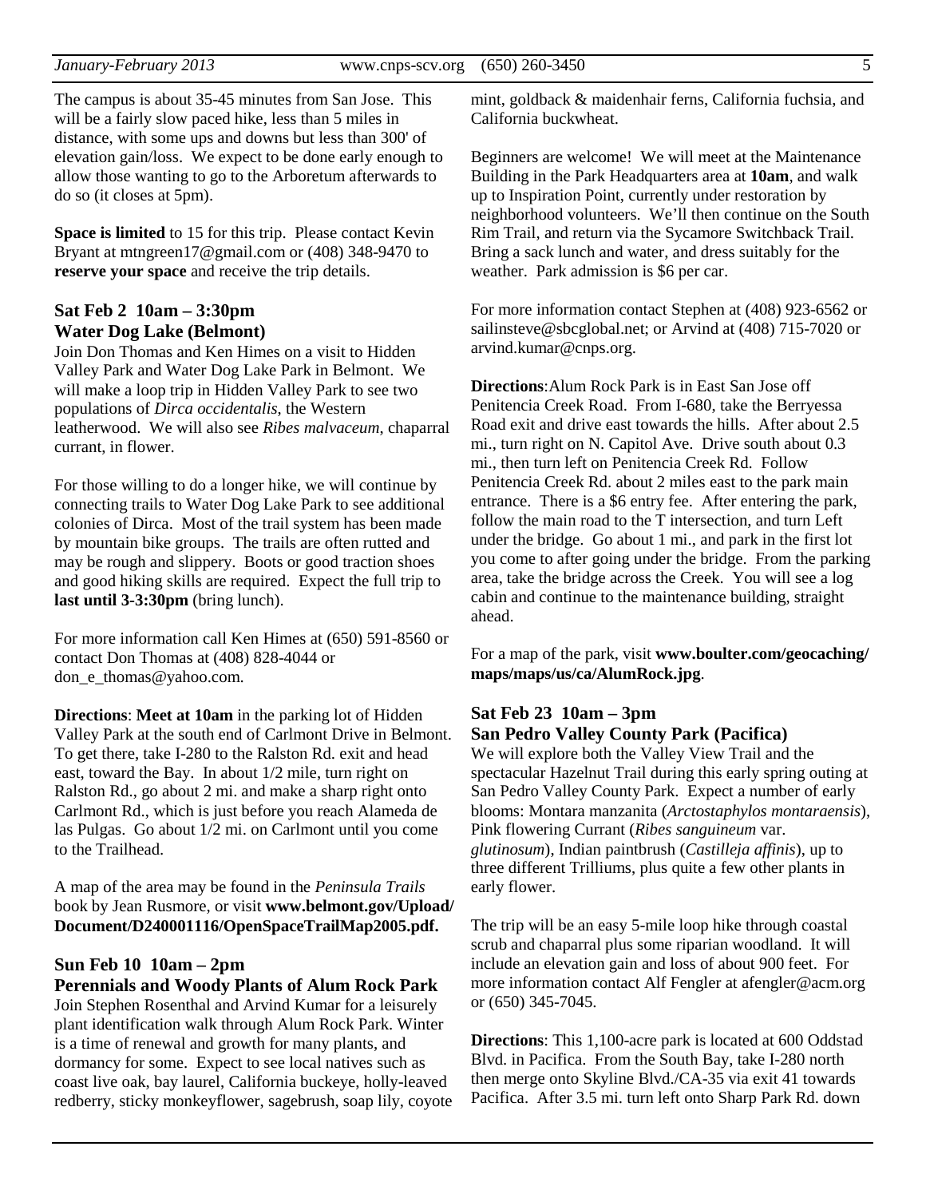The campus is about 35-45 minutes from San Jose. This will be a fairly slow paced hike, less than 5 miles in distance, with some ups and downs but less than 300' of elevation gain/loss. We expect to be done early enough to allow those wanting to go to the Arboretum afterwards to do so (it closes at 5pm).

**Space is limited** to 15 for this trip. Please contact Kevin Bryant at mtngreen17@gmail.com or (408) 348-9470 to **reserve your space** and receive the trip details.

### Sat Feb 2 10am – 3:30pm
### Water Dog Lake (Belmont)

Join Don Thomas and Ken Himes on a visit to Hidden Valley Park and Water Dog Lake Park in Belmont. We will make a loop trip in Hidden Valley Park to see two populations of *Dirca occidentalis*, the Western leatherwood. We will also see *Ribes malvaceum*, chaparral currant, in flower.

For those willing to do a longer hike, we will continue by connecting trails to Water Dog Lake Park to see additional colonies of Dirca. Most of the trail system has been made by mountain bike groups. The trails are often rutted and may be rough and slippery. Boots or good traction shoes and good hiking skills are required. Expect the full trip to **last until 3-3:30pm** (bring lunch).

For more information call Ken Himes at (650) 591-8560 or contact Don Thomas at (408) 828-4044 or don_e_thomas@yahoo.com.

**Directions**: **Meet at 10am** in the parking lot of Hidden Valley Park at the south end of Carlmont Drive in Belmont. To get there, take I-280 to the Ralston Rd. exit and head east, toward the Bay. In about 1/2 mile, turn right on Ralston Rd., go about 2 mi. and make a sharp right onto Carlmont Rd., which is just before you reach Alameda de las Pulgas. Go about 1/2 mi. on Carlmont until you come to the Trailhead.

A map of the area may be found in the *Peninsula Trails* book by Jean Rusmore, or visit **www.belmont.gov/Upload/Document/D240001116/OpenSpaceTrailMap2005.pdf.**

### Sun Feb 10 10am – 2pm
### Perennials and Woody Plants of Alum Rock Park

Join Stephen Rosenthal and Arvind Kumar for a leisurely plant identification walk through Alum Rock Park. Winter is a time of renewal and growth for many plants, and dormancy for some. Expect to see local natives such as coast live oak, bay laurel, California buckeye, holly-leaved redberry, sticky monkeyflower, sagebrush, soap lily, coyote mint, goldback & maidenhair ferns, California fuchsia, and California buckwheat.

Beginners are welcome! We will meet at the Maintenance Building in the Park Headquarters area at **10am**, and walk up to Inspiration Point, currently under restoration by neighborhood volunteers. We'll then continue on the South Rim Trail, and return via the Sycamore Switchback Trail. Bring a sack lunch and water, and dress suitably for the weather. Park admission is $6 per car.

For more information contact Stephen at (408) 923-6562 or sailinsteve@sbcglobal.net; or Arvind at (408) 715-7020 or arvind.kumar@cnps.org.

**Directions**:Alum Rock Park is in East San Jose off Penitencia Creek Road. From I-680, take the Berryessa Road exit and drive east towards the hills. After about 2.5 mi., turn right on N. Capitol Ave. Drive south about 0.3 mi., then turn left on Penitencia Creek Rd. Follow Penitencia Creek Rd. about 2 miles east to the park main entrance. There is a $6 entry fee. After entering the park, follow the main road to the T intersection, and turn Left under the bridge. Go about 1 mi., and park in the first lot you come to after going under the bridge. From the parking area, take the bridge across the Creek. You will see a log cabin and continue to the maintenance building, straight ahead.

For a map of the park, visit **www.boulter.com/geocaching/maps/maps/us/ca/AlumRock.jpg**.

### Sat Feb 23 10am – 3pm
### San Pedro Valley County Park (Pacifica)

We will explore both the Valley View Trail and the spectacular Hazelnut Trail during this early spring outing at San Pedro Valley County Park. Expect a number of early blooms: Montara manzanita (*Arctostaphylos montaraensis*), Pink flowering Currant (*Ribes sanguineum* var. *glutinosum*), Indian paintbrush (*Castilleja affinis*), up to three different Trilliums, plus quite a few other plants in early flower.

The trip will be an easy 5-mile loop hike through coastal scrub and chaparral plus some riparian woodland. It will include an elevation gain and loss of about 900 feet. For more information contact Alf Fengler at afengler@acm.org or (650) 345-7045.

**Directions**: This 1,100-acre park is located at 600 Oddstad Blvd. in Pacifica. From the South Bay, take I-280 north then merge onto Skyline Blvd./CA-35 via exit 41 towards Pacifica. After 3.5 mi. turn left onto Sharp Park Rd. down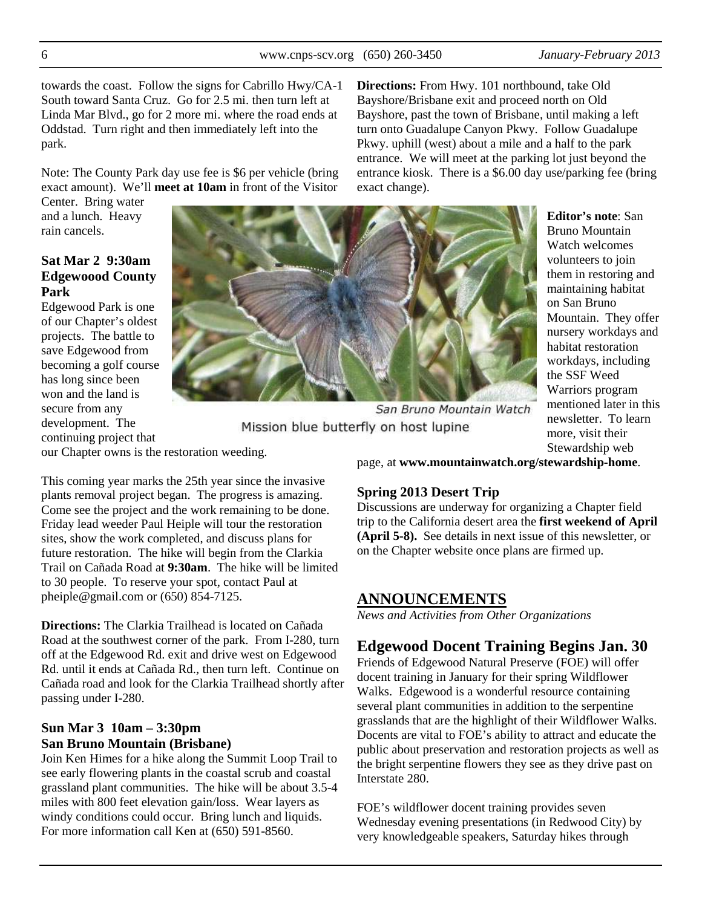towards the coast. Follow the signs for Cabrillo Hwy/CA-1 South toward Santa Cruz. Go for 2.5 mi. then turn left at Linda Mar Blvd., go for 2 more mi. where the road ends at Oddstad. Turn right and then immediately left into the park.

Note: The County Park day use fee is $6 per vehicle (bring exact amount). We'll **meet at 10am** in front of the Visitor Center. Bring water and a lunch. Heavy rain cancels.

### Sat Mar 2 9:30am Edgewoood County Park

Edgewood Park is one of our Chapter's oldest projects. The battle to save Edgewood from becoming a golf course has long since been won and the land is secure from any development. The continuing project that our Chapter owns is the restoration weeding.

This coming year marks the 25th year since the invasive plants removal project began. The progress is amazing. Come see the project and the work remaining to be done. Friday lead weeder Paul Heiple will tour the restoration sites, show the work completed, and discuss plans for future restoration. The hike will begin from the Clarkia Trail on Cañada Road at **9:30am**. The hike will be limited to 30 people. To reserve your spot, contact Paul at pheiple@gmail.com or (650) 854-7125.

**Directions:** The Clarkia Trailhead is located on Cañada Road at the southwest corner of the park. From I-280, turn off at the Edgewood Rd. exit and drive west on Edgewood Rd. until it ends at Cañada Rd., then turn left. Continue on Cañada road and look for the Clarkia Trailhead shortly after passing under I-280.

### Sun Mar 3 10am – 3:30pm San Bruno Mountain (Brisbane)

Join Ken Himes for a hike along the Summit Loop Trail to see early flowering plants in the coastal scrub and coastal grassland plant communities. The hike will be about 3.5-4 miles with 800 feet elevation gain/loss. Wear layers as windy conditions could occur. Bring lunch and liquids. For more information call Ken at (650) 591-8560.

**Directions:** From Hwy. 101 northbound, take Old Bayshore/Brisbane exit and proceed north on Old Bayshore, past the town of Brisbane, until making a left turn onto Guadalupe Canyon Pkwy. Follow Guadalupe Pkwy. uphill (west) about a mile and a half to the park entrance. We will meet at the parking lot just beyond the entrance kiosk. There is a $6.00 day use/parking fee (bring exact change).

*San Bruno Mountain Watch*

Mission blue butterfly on host lupine

**Editor's note**: San Bruno Mountain Watch welcomes volunteers to join them in restoring and maintaining habitat on San Bruno Mountain. They offer nursery workdays and habitat restoration workdays, including the SSF Weed Warriors program mentioned later in this newsletter. To learn more, visit their Stewardship web page, at **www.mountainwatch.org/stewardship-home**.

### Spring 2013 Desert Trip

Discussions are underway for organizing a Chapter field trip to the California desert area the **first weekend of April (April 5-8).** See details in next issue of this newsletter, or on the Chapter website once plans are firmed up.

## ANNOUNCEMENTS

*News and Activities from Other Organizations*

## Edgewood Docent Training Begins Jan. 30

Friends of Edgewood Natural Preserve (FOE) will offer docent training in January for their spring Wildflower Walks. Edgewood is a wonderful resource containing several plant communities in addition to the serpentine grasslands that are the highlight of their Wildflower Walks. Docents are vital to FOE's ability to attract and educate the public about preservation and restoration projects as well as the bright serpentine flowers they see as they drive past on Interstate 280.

FOE's wildflower docent training provides seven Wednesday evening presentations (in Redwood City) by very knowledgeable speakers, Saturday hikes through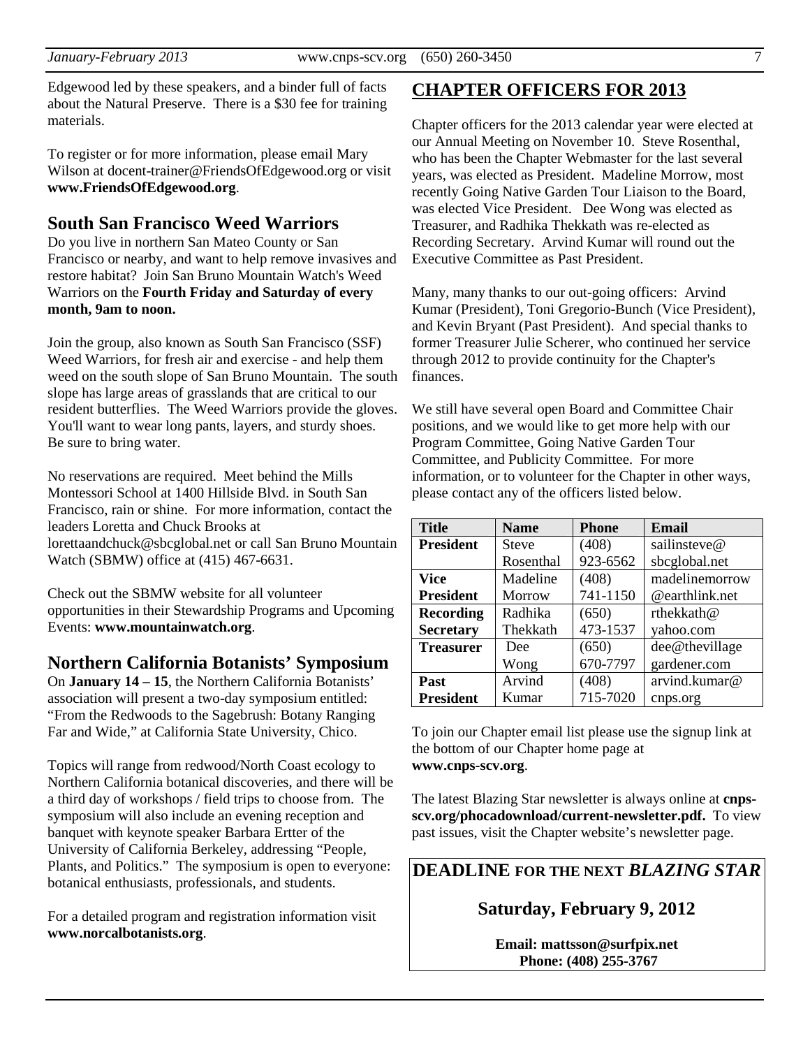Edgewood led by these speakers, and a binder full of facts about the Natural Preserve. There is a $30 fee for training materials.

To register or for more information, please email Mary Wilson at docent-trainer@FriendsOfEdgewood.org or visit **www.FriendsOfEdgewood.org**.

## South San Francisco Weed Warriors

Do you live in northern San Mateo County or San Francisco or nearby, and want to help remove invasives and restore habitat? Join San Bruno Mountain Watch's Weed Warriors on the **Fourth Friday and Saturday of every month, 9am to noon.**

Join the group, also known as South San Francisco (SSF) Weed Warriors, for fresh air and exercise - and help them weed on the south slope of San Bruno Mountain. The south slope has large areas of grasslands that are critical to our resident butterflies. The Weed Warriors provide the gloves. You'll want to wear long pants, layers, and sturdy shoes. Be sure to bring water.

No reservations are required. Meet behind the Mills Montessori School at 1400 Hillside Blvd. in South San Francisco, rain or shine. For more information, contact the leaders Loretta and Chuck Brooks at lorettaandchuck@sbcglobal.net or call San Bruno Mountain Watch (SBMW) office at (415) 467-6631.

Check out the SBMW website for all volunteer opportunities in their Stewardship Programs and Upcoming Events: **www.mountainwatch.org**.

## Northern California Botanists' Symposium

On **January 14 – 15**, the Northern California Botanists' association will present a two-day symposium entitled: "From the Redwoods to the Sagebrush: Botany Ranging Far and Wide," at California State University, Chico.

Topics will range from redwood/North Coast ecology to Northern California botanical discoveries, and there will be a third day of workshops / field trips to choose from. The symposium will also include an evening reception and banquet with keynote speaker Barbara Ertter of the University of California Berkeley, addressing "People, Plants, and Politics." The symposium is open to everyone: botanical enthusiasts, professionals, and students.

For a detailed program and registration information visit **www.norcalbotanists.org**.

## CHAPTER OFFICERS FOR 2013

Chapter officers for the 2013 calendar year were elected at our Annual Meeting on November 10. Steve Rosenthal, who has been the Chapter Webmaster for the last several years, was elected as President. Madeline Morrow, most recently Going Native Garden Tour Liaison to the Board, was elected Vice President. Dee Wong was elected as Treasurer, and Radhika Thekkath was re-elected as Recording Secretary. Arvind Kumar will round out the Executive Committee as Past President.

Many, many thanks to our out-going officers: Arvind Kumar (President), Toni Gregorio-Bunch (Vice President), and Kevin Bryant (Past President). And special thanks to former Treasurer Julie Scherer, who continued her service through 2012 to provide continuity for the Chapter's finances.

We still have several open Board and Committee Chair positions, and we would like to get more help with our Program Committee, Going Native Garden Tour Committee, and Publicity Committee. For more information, or to volunteer for the Chapter in other ways, please contact any of the officers listed below.

| Title | Name | Phone | Email |
|---|---|---|---|
| **President** | Steve Rosenthal | (408) 923-6562 | sailinsteve@sbcglobal.net |
| **Vice President** | Madeline Morrow | (408) 741-1150 | madelinemorrow@earthlink.net |
| **Recording Secretary** | Radhika Thekkath | (650) 473-1537 | rthekkath@yahoo.com |
| **Treasurer** | Dee Wong | (650) 670-7797 | dee@thevillagegardener.com |
| **Past President** | Arvind Kumar | (408) 715-7020 | arvind.kumar@cnps.org |

To join our Chapter email list please use the signup link at the bottom of our Chapter home page at **www.cnps-scv.org**.

The latest Blazing Star newsletter is always online at **cnps-scv.org/phocadownload/current-newsletter.pdf.** To view past issues, visit the Chapter website's newsletter page.

**DEADLINE FOR THE NEXT *BLAZING STAR***

**Saturday, February 9, 2012**

**Email: mattsson@surfpix.net**
**Phone: (408) 255-3767**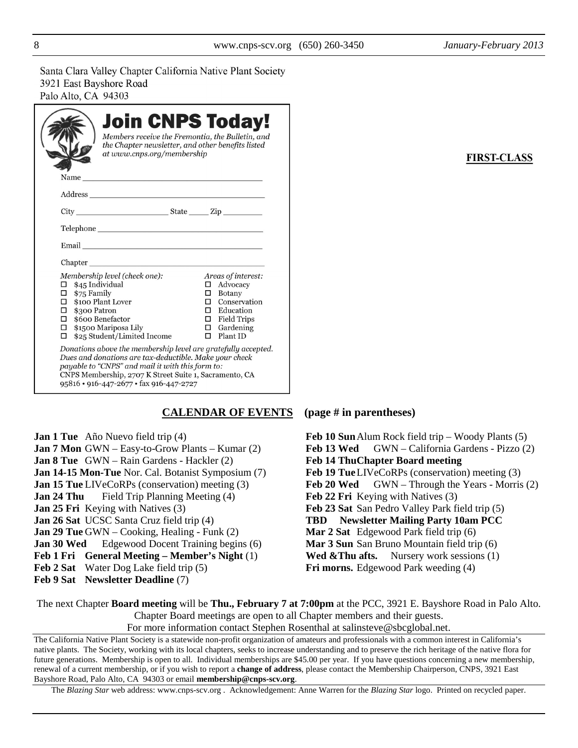Santa Clara Valley Chapter California Native Plant Society
3921 East Bayshore Road
Palo Alto, CA 94303

**FIRST-CLASS**

## Join CNPS Today!

*Members receive the Fremontia, the Bulletin, and the Chapter newsletter, and other benefits listed at www.cnps.org/membership*

Name ______________________________

Address ______________________________

City ________________ State _____ Zip ________

Telephone ______________________________

Email ______________________________

Chapter ______________________________

*Membership level (check one):*
- ☐ $45 Individual
- ☐ $75 Family
- ☐ $100 Plant Lover
- ☐ $300 Patron
- ☐ $600 Benefactor
- ☐ $1500 Mariposa Lily
- ☐ $25 Student/Limited Income

*Areas of interest:*
- ☐ Advocacy
- ☐ Botany
- ☐ Conservation
- ☐ Education
- ☐ Field Trips
- ☐ Gardening
- ☐ Plant ID

*Donations above the membership level are gratefully accepted. Dues and donations are tax-deductible. Make your check payable to "CNPS" and mail it with this form to:*
CNPS Membership, 2707 K Street Suite 1, Sacramento, CA 95816 • 916-447-2677 • fax 916-447-2727

## CALENDAR OF EVENTS (page # in parentheses)

**Jan 1 Tue** Año Nuevo field trip (4)
**Jan 7 Mon** GWN – Easy-to-Grow Plants – Kumar (2)
**Jan 8 Tue** GWN – Rain Gardens - Hackler (2)
**Jan 14-15 Mon-Tue** Nor. Cal. Botanist Symposium (7)
**Jan 15 Tue** LIVeCoRPs (conservation) meeting (3)
**Jan 24 Thu** Field Trip Planning Meeting (4)
**Jan 25 Fri** Keying with Natives (3)
**Jan 26 Sat** UCSC Santa Cruz field trip (4)
**Jan 29 Tue** GWN – Cooking, Healing - Funk (2)
**Jan 30 Wed** Edgewood Docent Training begins (6)
**Feb 1 Fri General Meeting – Member's Night** (1)
**Feb 2 Sat** Water Dog Lake field trip (5)
**Feb 9 Sat Newsletter Deadline** (7)
**Feb 10 Sun** Alum Rock field trip – Woody Plants (5)
**Feb 13 Wed** GWN – California Gardens - Pizzo (2)
**Feb 14 Thu Chapter Board meeting**
**Feb 19 Tue** LIVeCoRPs (conservation) meeting (3)
**Feb 20 Wed** GWN – Through the Years - Morris (2)
**Feb 22 Fri** Keying with Natives (3)
**Feb 23 Sat** San Pedro Valley Park field trip (5)
**TBD Newsletter Mailing Party 10am PCC**
**Mar 2 Sat** Edgewood Park field trip (6)
**Mar 3 Sun** San Bruno Mountain field trip (6)
**Wed &Thu afts.** Nursery work sessions (1)
**Fri morns.** Edgewood Park weeding (4)

The next Chapter **Board meeting** will be **Thu., February 7 at 7:00pm** at the PCC, 3921 E. Bayshore Road in Palo Alto. Chapter Board meetings are open to all Chapter members and their guests. For more information contact Stephen Rosenthal at salinsteve@sbcglobal.net.

The California Native Plant Society is a statewide non-profit organization of amateurs and professionals with a common interest in California's native plants. The Society, working with its local chapters, seeks to increase understanding and to preserve the rich heritage of the native flora for future generations. Membership is open to all. Individual memberships are $45.00 per year. If you have questions concerning a new membership, renewal of a current membership, or if you wish to report a **change of address**, please contact the Membership Chairperson, CNPS, 3921 East Bayshore Road, Palo Alto, CA 94303 or email **membership@cnps-scv.org**.

The *Blazing Star* web address: www.cnps-scv.org . Acknowledgement: Anne Warren for the *Blazing Star* logo. Printed on recycled paper.